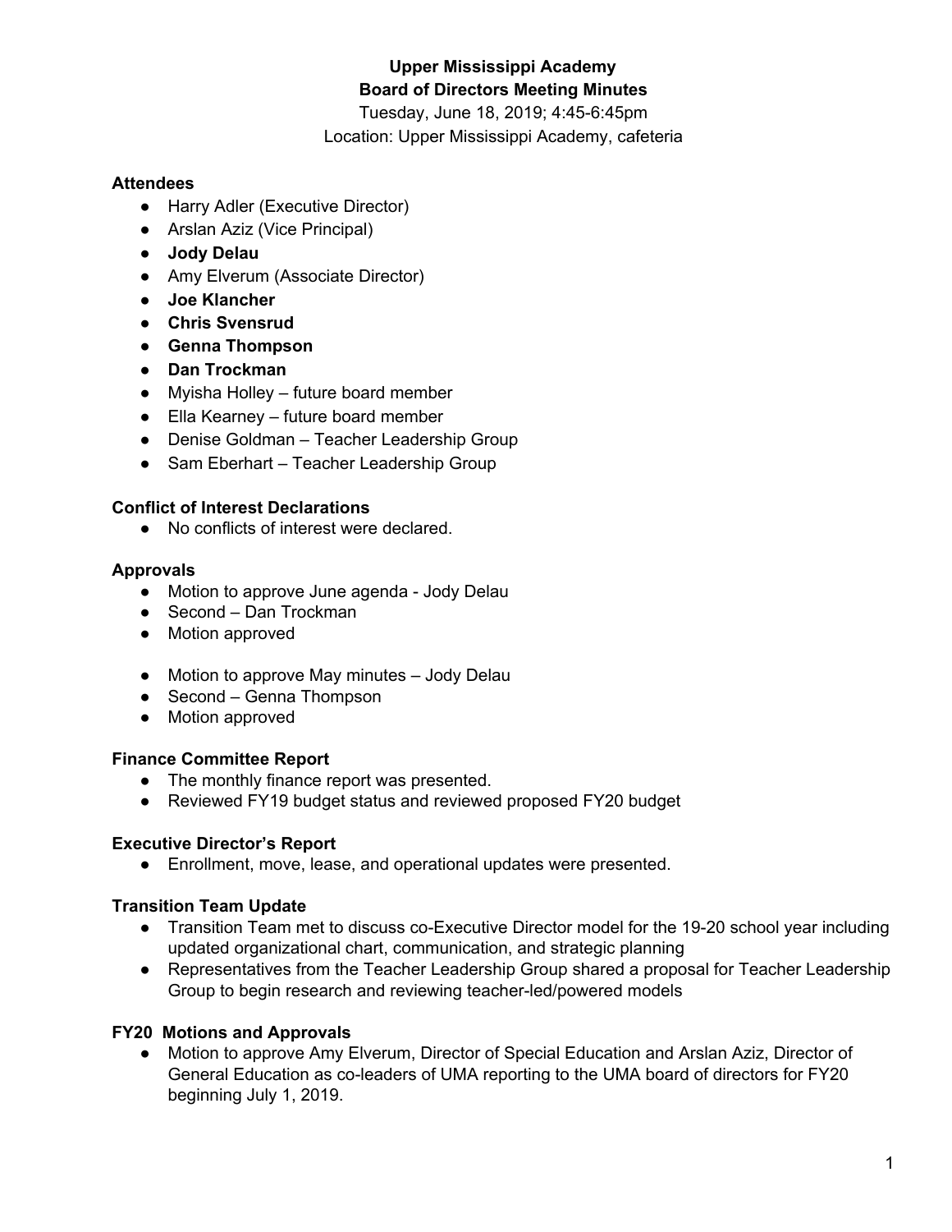# Upper Mississippi Academy
## Board of Directors Meeting Minutes

Tuesday, June 18, 2019; 4:45-6:45pm
Location: Upper Mississippi Academy, cafeteria

**Attendees**

- Harry Adler (Executive Director)
- Arslan Aziz (Vice Principal)
- **Jody Delau**
- Amy Elverum (Associate Director)
- **Joe Klancher**
- **Chris Svensrud**
- **Genna Thompson**
- **Dan Trockman**
- Myisha Holley – future board member
- Ella Kearney – future board member
- Denise Goldman – Teacher Leadership Group
- Sam Eberhart – Teacher Leadership Group

**Conflict of Interest Declarations**

- No conflicts of interest were declared.

**Approvals**

- Motion to approve June agenda - Jody Delau
- Second – Dan Trockman
- Motion approved

- Motion to approve May minutes – Jody Delau
- Second – Genna Thompson
- Motion approved

**Finance Committee Report**

- The monthly finance report was presented.
- Reviewed FY19 budget status and reviewed proposed FY20 budget

**Executive Director's Report**

- Enrollment, move, lease, and operational updates were presented.

**Transition Team Update**

- Transition Team met to discuss co-Executive Director model for the 19-20 school year including updated organizational chart, communication, and strategic planning
- Representatives from the Teacher Leadership Group shared a proposal for Teacher Leadership Group to begin research and reviewing teacher-led/powered models

**FY20 Motions and Approvals**

- Motion to approve Amy Elverum, Director of Special Education and Arslan Aziz, Director of General Education as co-leaders of UMA reporting to the UMA board of directors for FY20 beginning July 1, 2019.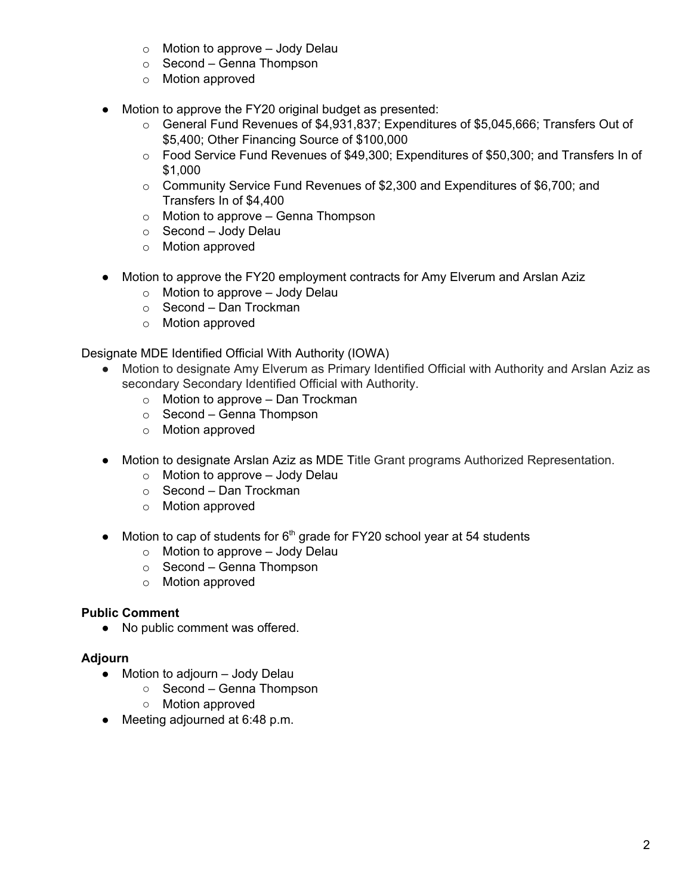- Motion to approve – Jody Delau
- Second – Genna Thompson
- Motion approved

- Motion to approve the FY20 original budget as presented:
  - General Fund Revenues of $4,931,837; Expenditures of $5,045,666; Transfers Out of $5,400; Other Financing Source of $100,000
  - Food Service Fund Revenues of $49,300; Expenditures of $50,300; and Transfers In of $1,000
  - Community Service Fund Revenues of $2,300 and Expenditures of $6,700; and Transfers In of $4,400
  - Motion to approve – Genna Thompson
  - Second – Jody Delau
  - Motion approved

- Motion to approve the FY20 employment contracts for Amy Elverum and Arslan Aziz
  - Motion to approve – Jody Delau
  - Second – Dan Trockman
  - Motion approved

Designate MDE Identified Official With Authority (IOWA)

- Motion to designate Amy Elverum as Primary Identified Official with Authority and Arslan Aziz as secondary Secondary Identified Official with Authority.
  - Motion to approve – Dan Trockman
  - Second – Genna Thompson
  - Motion approved

- Motion to designate Arslan Aziz as MDE Title Grant programs Authorized Representation.
  - Motion to approve – Jody Delau
  - Second – Dan Trockman
  - Motion approved

- Motion to cap of students for 6th grade for FY20 school year at 54 students
  - Motion to approve – Jody Delau
  - Second – Genna Thompson
  - Motion approved

**Public Comment**

- No public comment was offered.

**Adjourn**

- Motion to adjourn – Jody Delau
  - Second – Genna Thompson
  - Motion approved
- Meeting adjourned at 6:48 p.m.